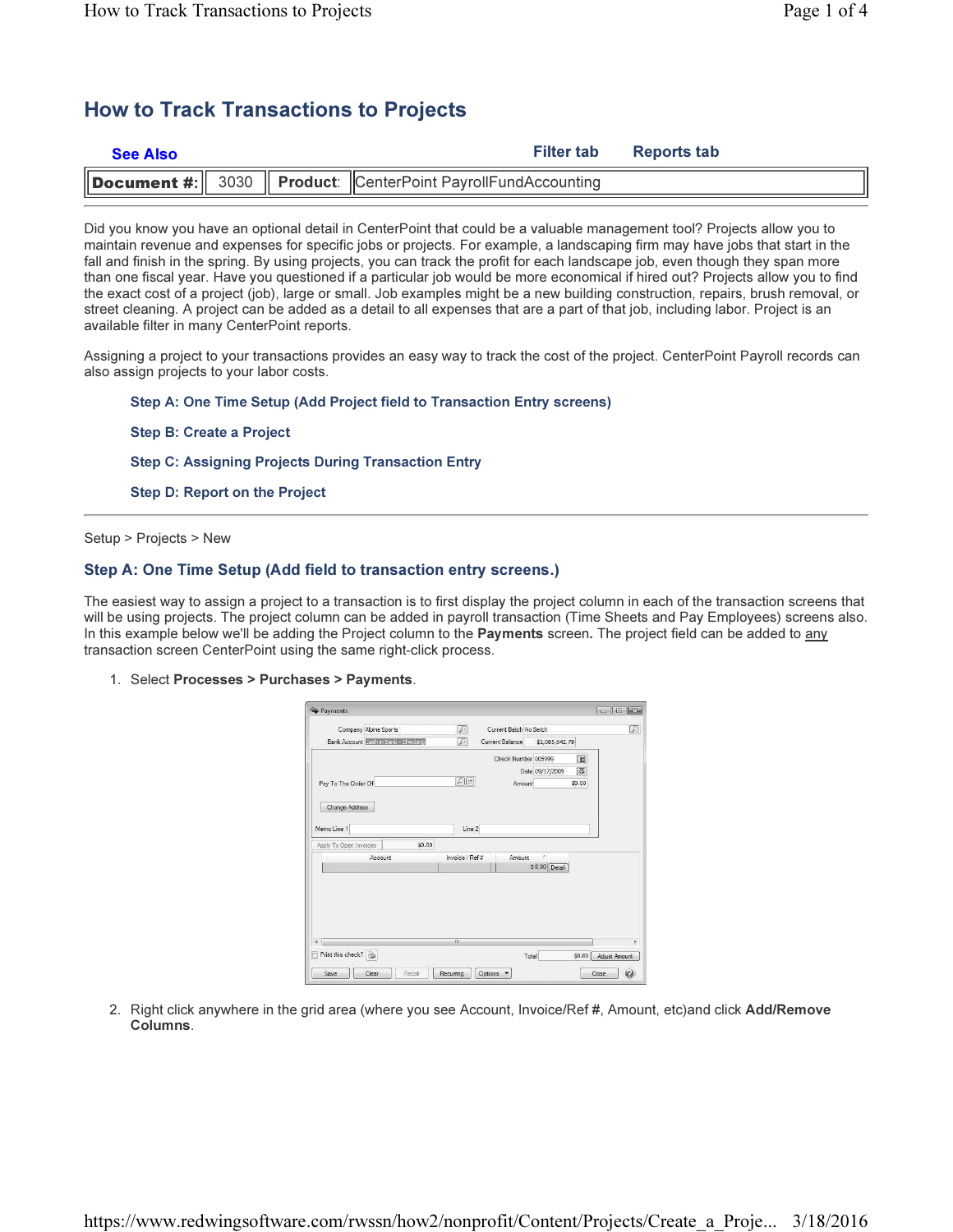# How to Track Transactions to Projects

**See Also** | **Filter tab** | **Reports tab**

| **Document #:** | 3030 | **Product:** | CenterPoint PayrollFundAccounting |
|---|---|---|---|

Did you know you have an optional detail in CenterPoint that could be a valuable management tool? Projects allow you to maintain revenue and expenses for specific jobs or projects. For example, a landscaping firm may have jobs that start in the fall and finish in the spring. By using projects, you can track the profit for each landscape job, even though they span more than one fiscal year. Have you questioned if a particular job would be more economical if hired out? Projects allow you to find the exact cost of a project (job), large or small. Job examples might be a new building construction, repairs, brush removal, or street cleaning. A project can be added as a detail to all expenses that are a part of that job, including labor. Project is an available filter in many CenterPoint reports.

Assigning a project to your transactions provides an easy way to track the cost of the project. CenterPoint Payroll records can also assign projects to your labor costs.

**Step A: One Time Setup (Add Project field to Transaction Entry screens)**

**Step B: Create a Project**

**Step C: Assigning Projects During Transaction Entry**

**Step D: Report on the Project**

---

Setup > Projects > New

## Step A: One Time Setup (Add field to transaction entry screens.)

The easiest way to assign a project to a transaction is to first display the project column in each of the transaction screens that will be using projects. The project column can be added in payroll transaction (Time Sheets and Pay Employees) screens also. In this example below we'll be adding the Project column to the **Payments** screen**.** The project field can be added to any transaction screen CenterPoint using the same right-click process.

1. Select **Processes > Purchases > Payments**.

2. Right click anywhere in the grid area (where you see Account, Invoice/Ref **#**, Amount, etc)and click **Add/Remove Columns**.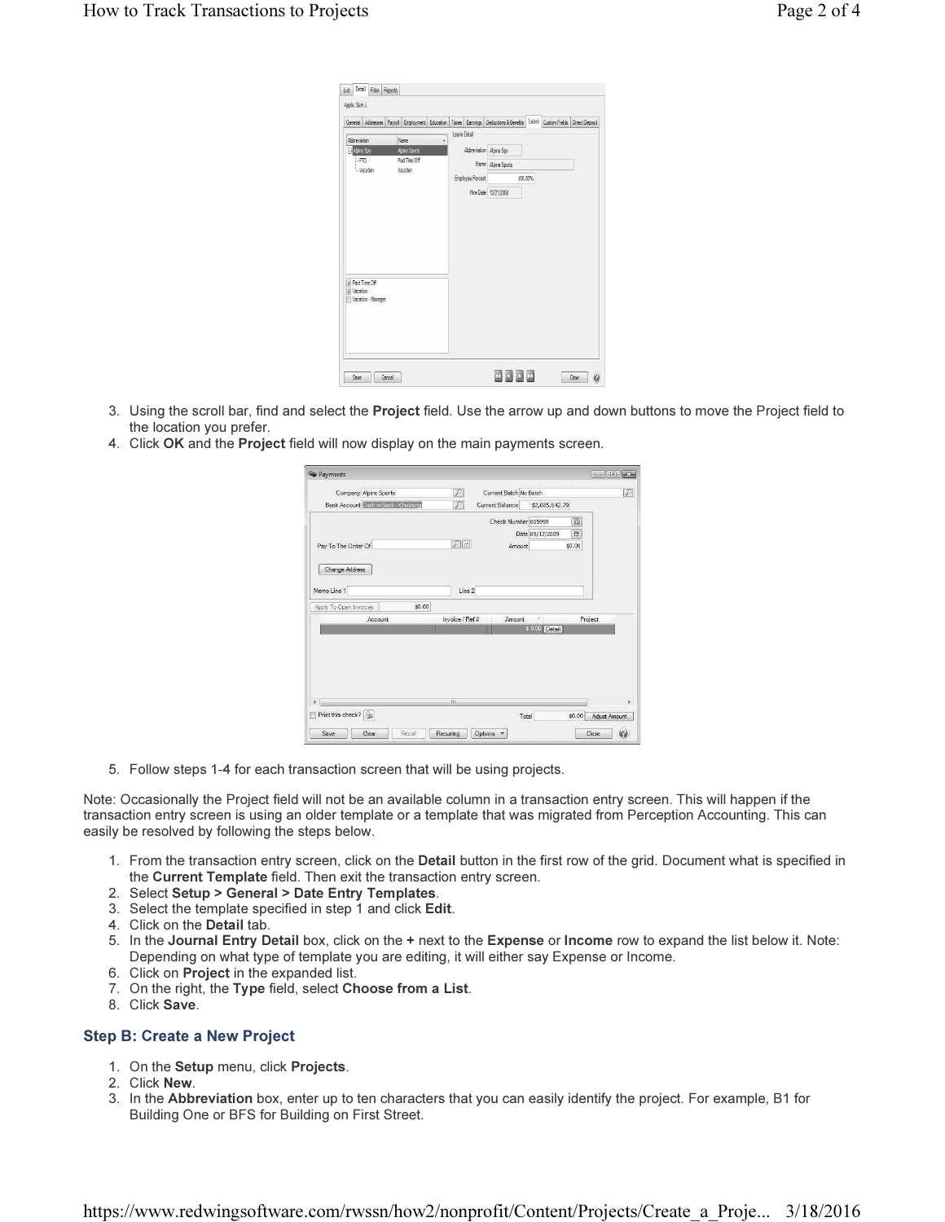3. Using the scroll bar, find and select the **Project** field. Use the arrow up and down buttons to move the Project field to the location you prefer.
4. Click **OK** and the **Project** field will now display on the main payments screen.

5. Follow steps 1-4 for each transaction screen that will be using projects.

Note: Occasionally the Project field will not be an available column in a transaction entry screen. This will happen if the transaction entry screen is using an older template or a template that was migrated from Perception Accounting. This can easily be resolved by following the steps below.

1. From the transaction entry screen, click on the **Detail** button in the first row of the grid. Document what is specified in the **Current Template** field. Then exit the transaction entry screen.
2. Select **Setup > General > Date Entry Templates**.
3. Select the template specified in step 1 and click **Edit**.
4. Click on the **Detail** tab.
5. In the **Journal Entry Detail** box, click on the **+** next to the **Expense** or **Income** row to expand the list below it. Note: Depending on what type of template you are editing, it will either say Expense or Income.
6. Click on **Project** in the expanded list.
7. On the right, the **Type** field, select **Choose from a List**.
8. Click **Save**.

### Step B: Create a New Project

1. On the **Setup** menu, click **Projects**.
2. Click **New**.
3. In the **Abbreviation** box, enter up to ten characters that you can easily identify the project. For example, B1 for Building One or BFS for Building on First Street.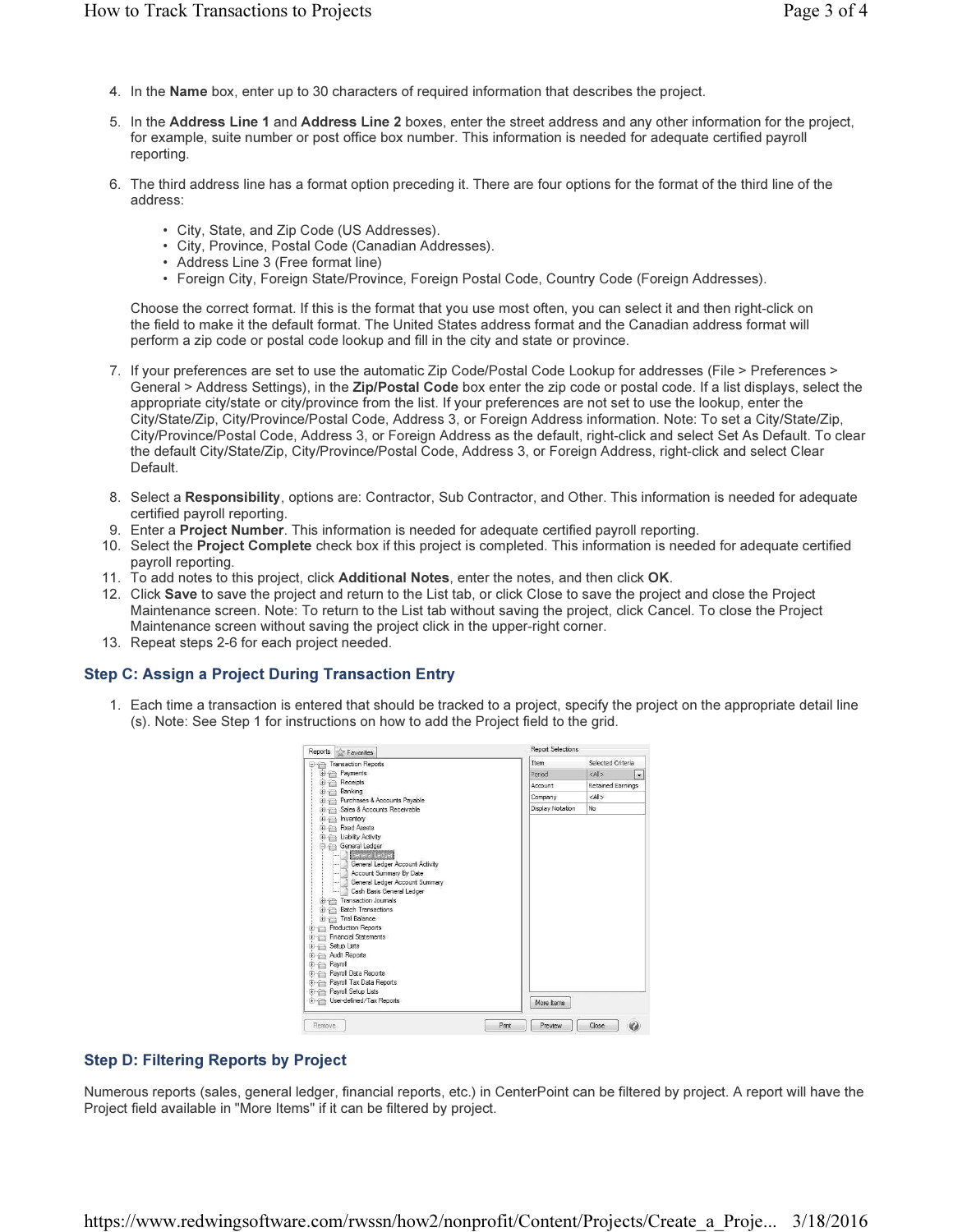4. In the **Name** box, enter up to 30 characters of required information that describes the project.
5. In the **Address Line 1** and **Address Line 2** boxes, enter the street address and any other information for the project, for example, suite number or post office box number. This information is needed for adequate certified payroll reporting.
6. The third address line has a format option preceding it. There are four options for the format of the third line of the address:

   - City, State, and Zip Code (US Addresses).
   - City, Province, Postal Code (Canadian Addresses).
   - Address Line 3 (Free format line)
   - Foreign City, Foreign State/Province, Foreign Postal Code, Country Code (Foreign Addresses).

   Choose the correct format. If this is the format that you use most often, you can select it and then right-click on the field to make it the default format. The United States address format and the Canadian address format will perform a zip code or postal code lookup and fill in the city and state or province.

7. If your preferences are set to use the automatic Zip Code/Postal Code Lookup for addresses (File > Preferences > General > Address Settings), in the **Zip/Postal Code** box enter the zip code or postal code. If a list displays, select the appropriate city/state or city/province from the list. If your preferences are not set to use the lookup, enter the City/State/Zip, City/Province/Postal Code, Address 3, or Foreign Address information. Note: To set a City/State/Zip, City/Province/Postal Code, Address 3, or Foreign Address as the default, right-click and select Set As Default. To clear the default City/State/Zip, City/Province/Postal Code, Address 3, or Foreign Address, right-click and select Clear Default.
8. Select a **Responsibility**, options are: Contractor, Sub Contractor, and Other. This information is needed for adequate certified payroll reporting.
9. Enter a **Project Number**. This information is needed for adequate certified payroll reporting.
10. Select the **Project Complete** check box if this project is completed. This information is needed for adequate certified payroll reporting.
11. To add notes to this project, click **Additional Notes**, enter the notes, and then click **OK**.
12. Click **Save** to save the project and return to the List tab, or click Close to save the project and close the Project Maintenance screen. Note: To return to the List tab without saving the project, click Cancel. To close the Project Maintenance screen without saving the project click in the upper-right corner.
13. Repeat steps 2-6 for each project needed.

## Step C: Assign a Project During Transaction Entry

1. Each time a transaction is entered that should be tracked to a project, specify the project on the appropriate detail line (s). Note: See Step 1 for instructions on how to add the Project field to the grid.

## Step D: Filtering Reports by Project

Numerous reports (sales, general ledger, financial reports, etc.) in CenterPoint can be filtered by project. A report will have the Project field available in "More Items" if it can be filtered by project.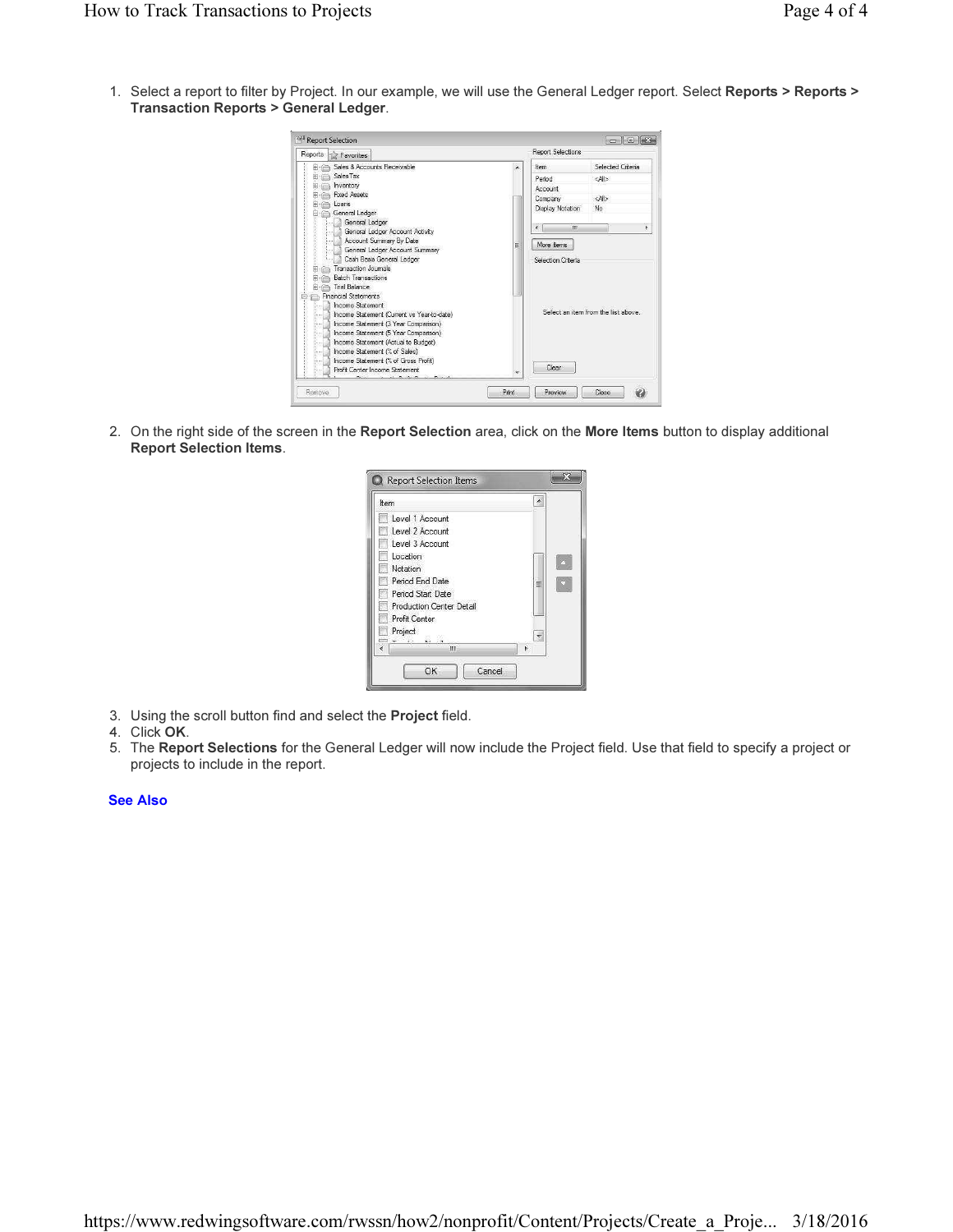1. Select a report to filter by Project. In our example, we will use the General Ledger report. Select **Reports > Reports > Transaction Reports > General Ledger**.

2. On the right side of the screen in the **Report Selection** area, click on the **More Items** button to display additional **Report Selection Items**.

3. Using the scroll button find and select the **Project** field.
4. Click **OK**.
5. The **Report Selections** for the General Ledger will now include the Project field. Use that field to specify a project or projects to include in the report.

**See Also**